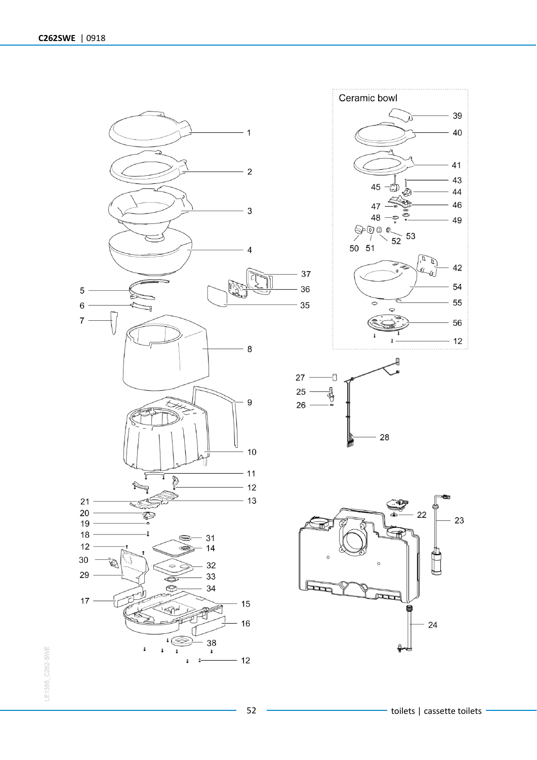Ceramic bowl

39
40
41
43
45
44
47
46
48
49
50
51
52
53
42
54
55
56
12

1
2
3
4
37
5
36
6
35
7
8
27
25
26
9
28
10
11
12
13
21
20
19
18
31
12
14
30
32
29
33
34
17
15
16
38
12

22
23
24

LE1388_C262-SWE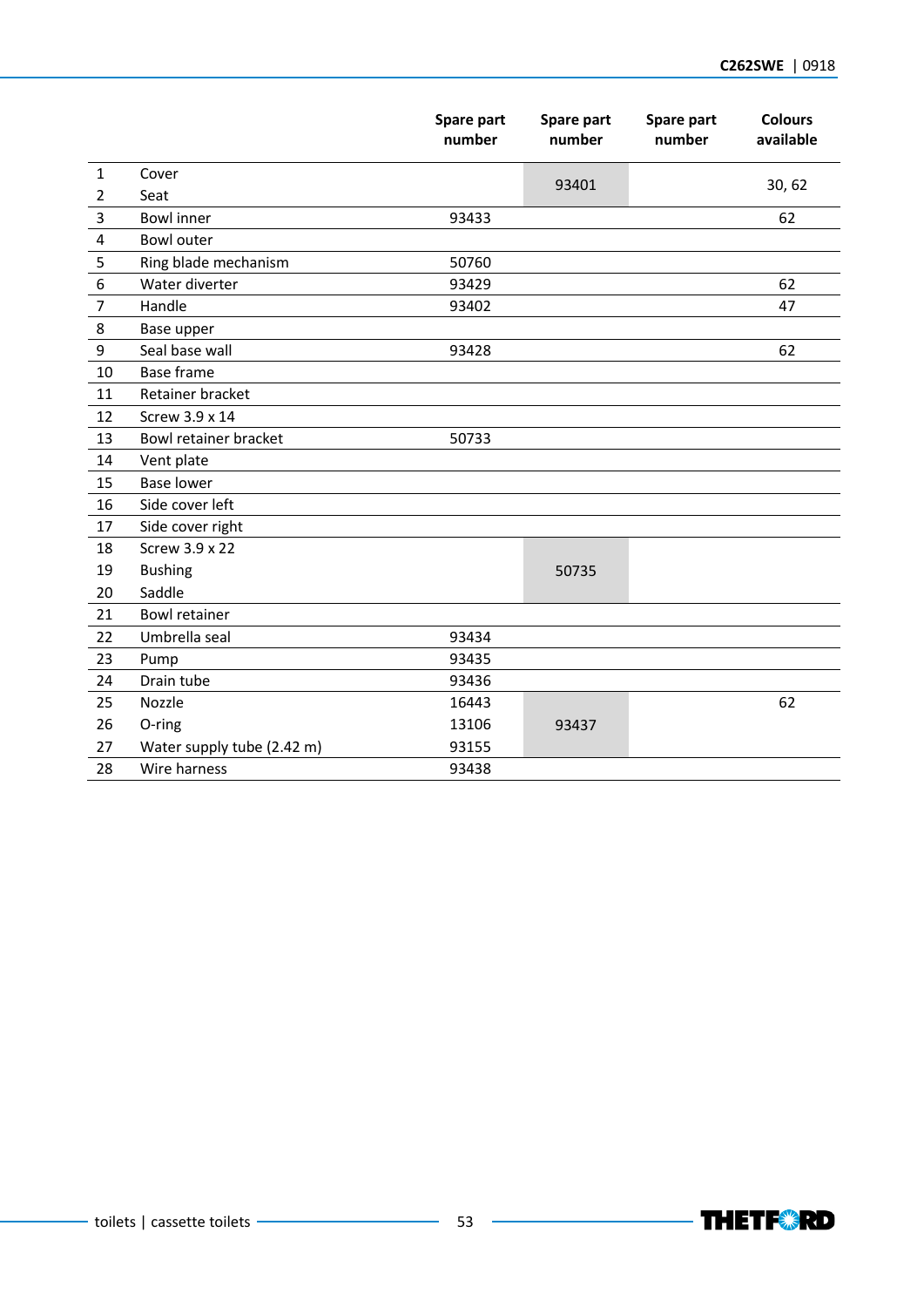| | | Spare part number | Spare part number | Spare part number | Colours available |
|---|---|---|---|---|---|
| 1 | Cover | | 93401 | | 30, 62 |
| 2 | Seat | | | | |
| 3 | Bowl inner | 93433 | | | 62 |
| 4 | Bowl outer | | | | |
| 5 | Ring blade mechanism | 50760 | | | |
| 6 | Water diverter | 93429 | | | 62 |
| 7 | Handle | 93402 | | | 47 |
| 8 | Base upper | | | | |
| 9 | Seal base wall | 93428 | | | 62 |
| 10 | Base frame | | | | |
| 11 | Retainer bracket | | | | |
| 12 | Screw 3.9 x 14 | | | | |
| 13 | Bowl retainer bracket | 50733 | | | |
| 14 | Vent plate | | | | |
| 15 | Base lower | | | | |
| 16 | Side cover left | | | | |
| 17 | Side cover right | | | | |
| 18 | Screw 3.9 x 22 | | 50735 | | |
| 19 | Bushing | | | | |
| 20 | Saddle | | | | |
| 21 | Bowl retainer | | | | |
| 22 | Umbrella seal | 93434 | | | |
| 23 | Pump | 93435 | | | |
| 24 | Drain tube | 93436 | | | |
| 25 | Nozzle | 16443 | 93437 | | 62 |
| 26 | O-ring | 13106 | | | |
| 27 | Water supply tube (2.42 m) | 93155 | | | |
| 28 | Wire harness | 93438 | | | |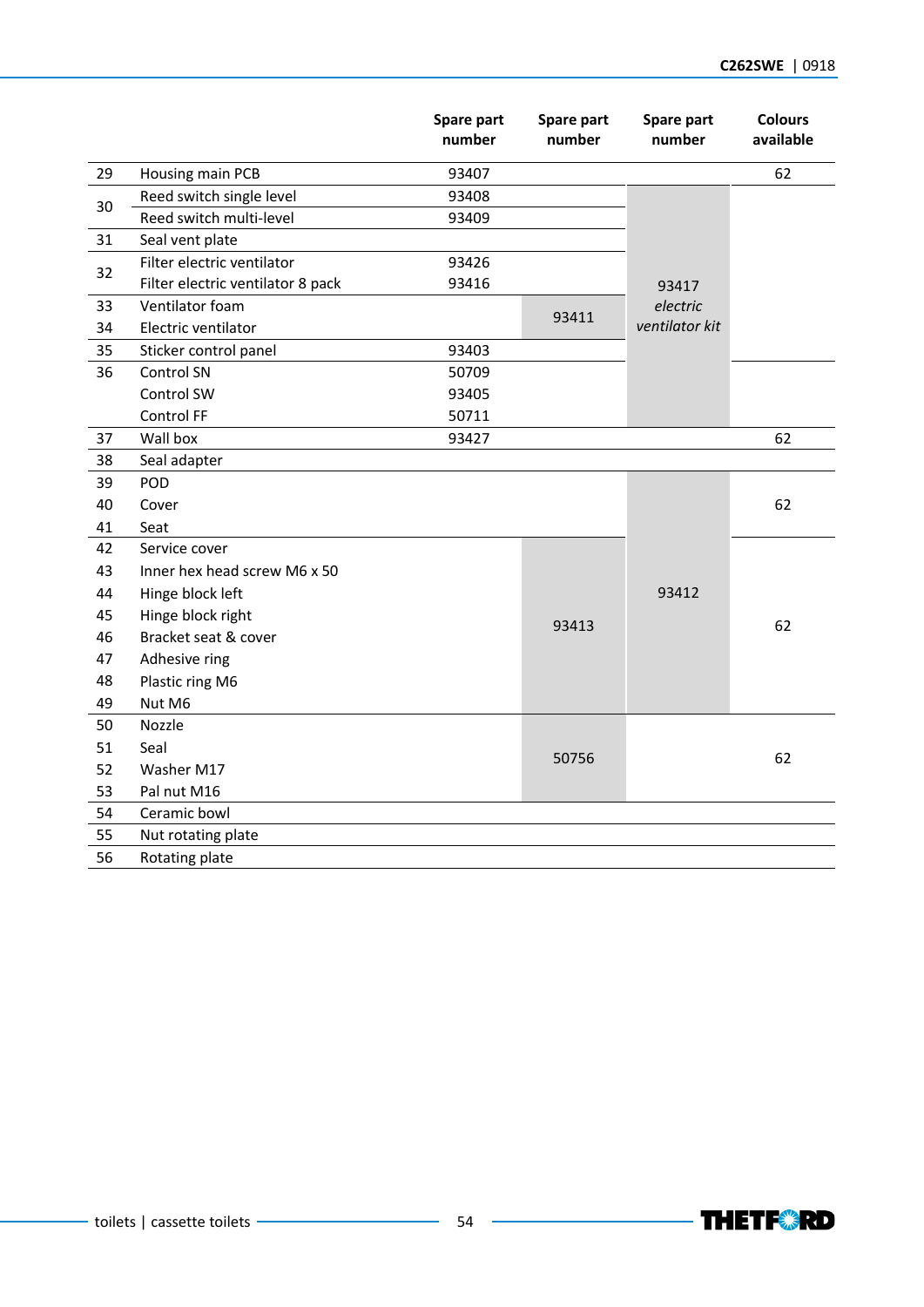| | | Spare part number | Spare part number | Spare part number | Colours available |
|---|---|---|---|---|---|
| 29 | Housing main PCB | 93407 | | | 62 |
| 30 | Reed switch single level | 93408 | | 93417 *electric ventilator kit* | |
| | Reed switch multi-level | 93409 | | | |
| 31 | Seal vent plate | | | | |
| 32 | Filter electric ventilator | 93426 | | | |
| | Filter electric ventilator 8 pack | 93416 | | | |
| 33 | Ventilator foam | | 93411 | | |
| 34 | Electric ventilator | | | | |
| 35 | Sticker control panel | 93403 | | | |
| 36 | Control SN | 50709 | | | |
| | Control SW | 93405 | | | |
| | Control FF | 50711 | | | |
| 37 | Wall box | 93427 | | | 62 |
| 38 | Seal adapter | | | | |
| 39 | POD | | | 93412 | 62 |
| 40 | Cover | | | | |
| 41 | Seat | | | | |
| 42 | Service cover | | 93413 | | 62 |
| 43 | Inner hex head screw M6 x 50 | | | | |
| 44 | Hinge block left | | | | |
| 45 | Hinge block right | | | | |
| 46 | Bracket seat & cover | | | | |
| 47 | Adhesive ring | | | | |
| 48 | Plastic ring M6 | | | | |
| 49 | Nut M6 | | | | |
| 50 | Nozzle | | 50756 | | 62 |
| 51 | Seal | | | | |
| 52 | Washer M17 | | | | |
| 53 | Pal nut M16 | | | | |
| 54 | Ceramic bowl | | | | |
| 55 | Nut rotating plate | | | | |
| 56 | Rotating plate | | | | |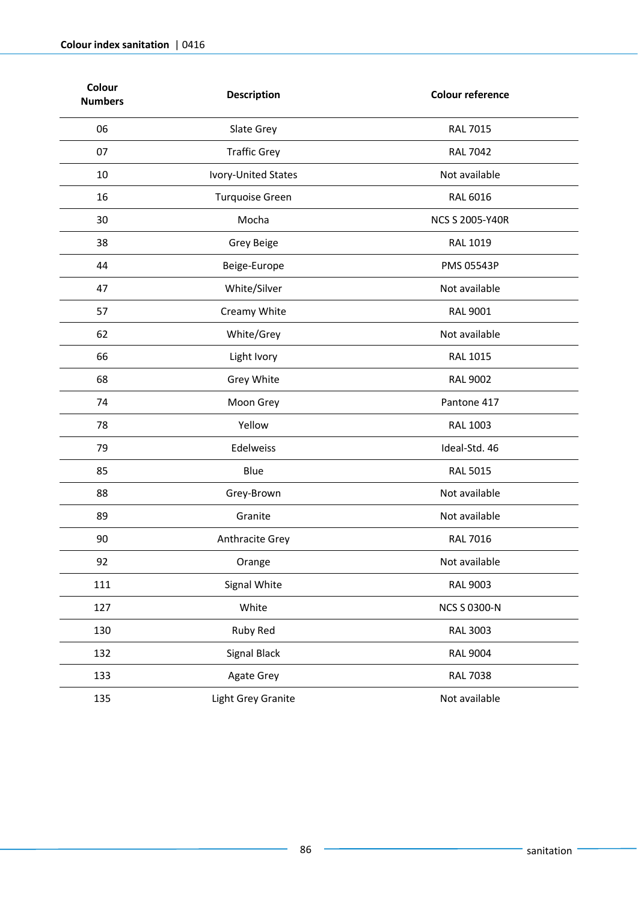| Colour Numbers | Description | Colour reference |
| --- | --- | --- |
| 06 | Slate Grey | RAL 7015 |
| 07 | Traffic Grey | RAL 7042 |
| 10 | Ivory-United States | Not available |
| 16 | Turquoise Green | RAL 6016 |
| 30 | Mocha | NCS S 2005-Y40R |
| 38 | Grey Beige | RAL 1019 |
| 44 | Beige-Europe | PMS 05543P |
| 47 | White/Silver | Not available |
| 57 | Creamy White | RAL 9001 |
| 62 | White/Grey | Not available |
| 66 | Light Ivory | RAL 1015 |
| 68 | Grey White | RAL 9002 |
| 74 | Moon Grey | Pantone 417 |
| 78 | Yellow | RAL 1003 |
| 79 | Edelweiss | Ideal-Std. 46 |
| 85 | Blue | RAL 5015 |
| 88 | Grey-Brown | Not available |
| 89 | Granite | Not available |
| 90 | Anthracite Grey | RAL 7016 |
| 92 | Orange | Not available |
| 111 | Signal White | RAL 9003 |
| 127 | White | NCS S 0300-N |
| 130 | Ruby Red | RAL 3003 |
| 132 | Signal Black | RAL 9004 |
| 133 | Agate Grey | RAL 7038 |
| 135 | Light Grey Granite | Not available |